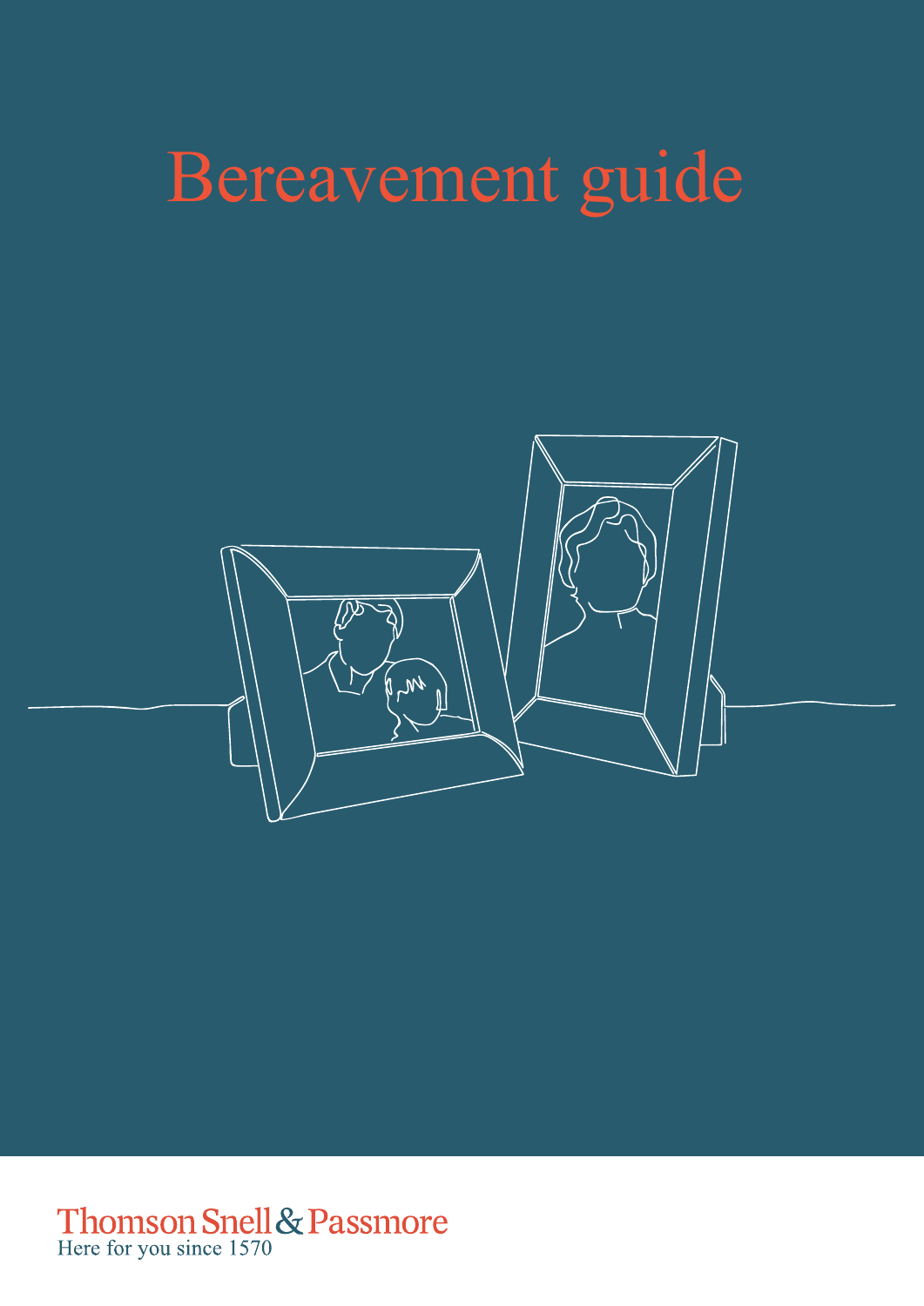# Bereavement guide

Thomson Snell & Passmore

Here for you since 1570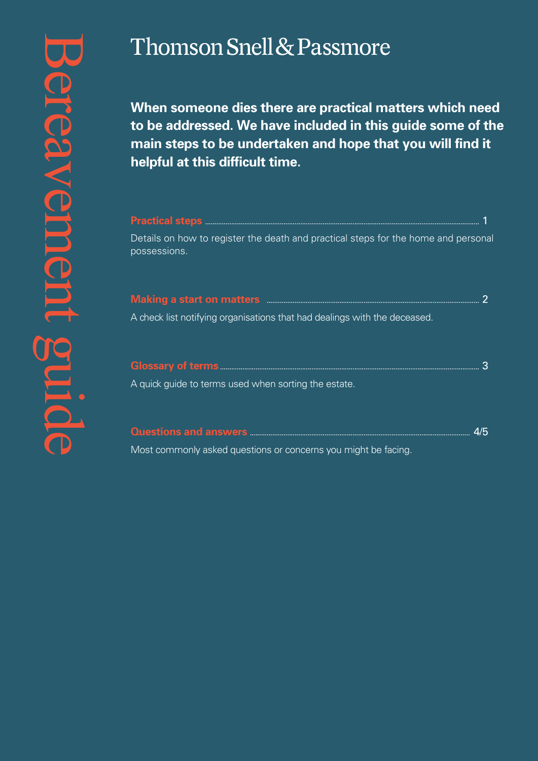# Bereavement guide

Thomson Snell & Passmore

**When someone dies there are practical matters which need to be addressed. We have included in this guide some of the main steps to be undertaken and hope that you will find it helpful at this difficult time.**

**Practical steps** .................................................. 1

Details on how to register the death and practical steps for the home and personal possessions.

**Making a start on matters** .................................................. 2

A check list notifying organisations that had dealings with the deceased.

**Glossary of terms** .................................................. 3

A quick guide to terms used when sorting the estate.

**Questions and answers** .................................................. 4/5

Most commonly asked questions or concerns you might be facing.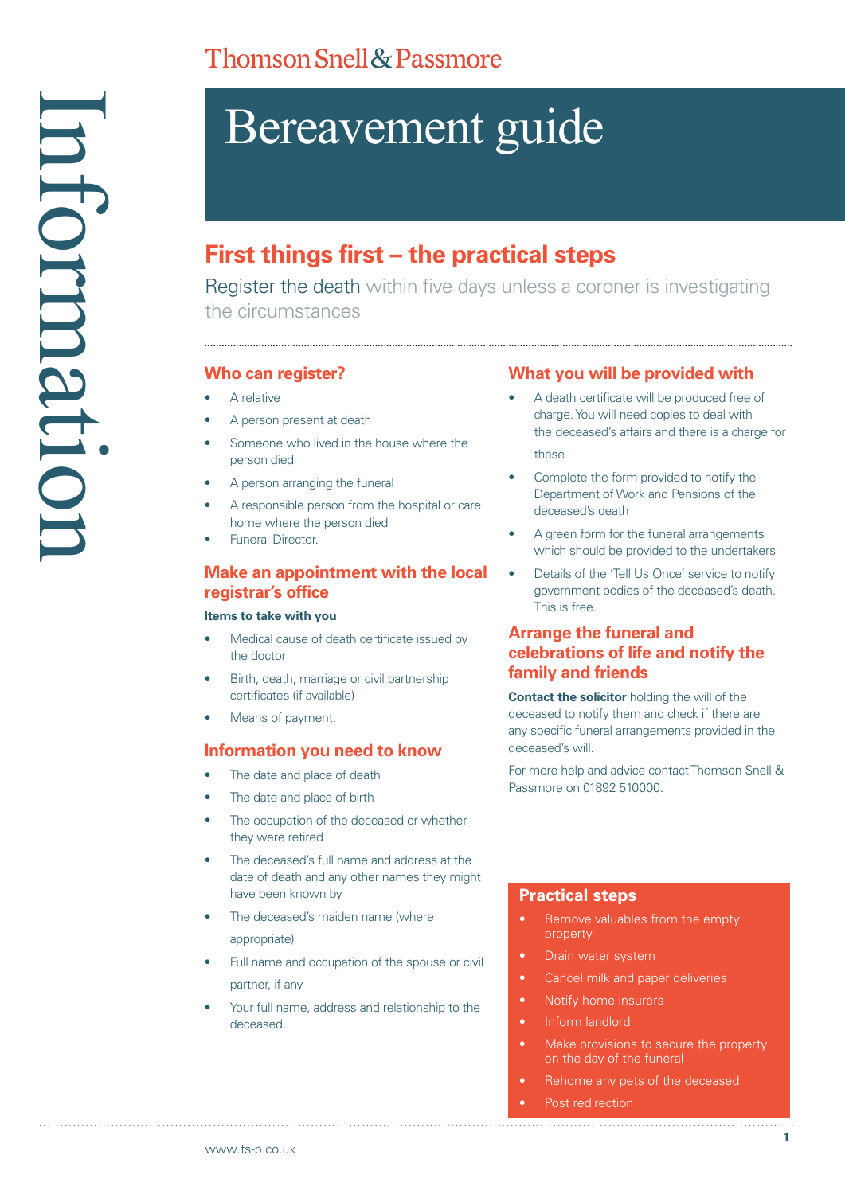Thomson Snell & Passmore

Information

# Bereavement guide

## First things first – the practical steps

Register the death within five days unless a coroner is investigating the circumstances

### Who can register?

- A relative
- A person present at death
- Someone who lived in the house where the person died
- A person arranging the funeral
- A responsible person from the hospital or care home where the person died
- Funeral Director.

### Make an appointment with the local registrar's office

**Items to take with you**

- Medical cause of death certificate issued by the doctor
- Birth, death, marriage or civil partnership certificates (if available)
- Means of payment.

### Information you need to know

- The date and place of death
- The date and place of birth
- The occupation of the deceased or whether they were retired
- The deceased's full name and address at the date of death and any other names they might have been known by
- The deceased's maiden name (where appropriate)
- Full name and occupation of the spouse or civil partner, if any
- Your full name, address and relationship to the deceased.

### What you will be provided with

- A death certificate will be produced free of charge. You will need copies to deal with the deceased's affairs and there is a charge for these
- Complete the form provided to notify the Department of Work and Pensions of the deceased's death
- A green form for the funeral arrangements which should be provided to the undertakers
- Details of the 'Tell Us Once' service to notify government bodies of the deceased's death. This is free.

### Arrange the funeral and celebrations of life and notify the family and friends

**Contact the solicitor** holding the will of the deceased to notify them and check if there are any specific funeral arrangements provided in the deceased's will.

For more help and advice contact Thomson Snell & Passmore on 01892 510000.

### Practical steps

- Remove valuables from the empty property
- Drain water system
- Cancel milk and paper deliveries
- Notify home insurers
- Inform landlord
- Make provisions to secure the property on the day of the funeral
- Rehome any pets of the deceased
- Post redirection

www.ts-p.co.uk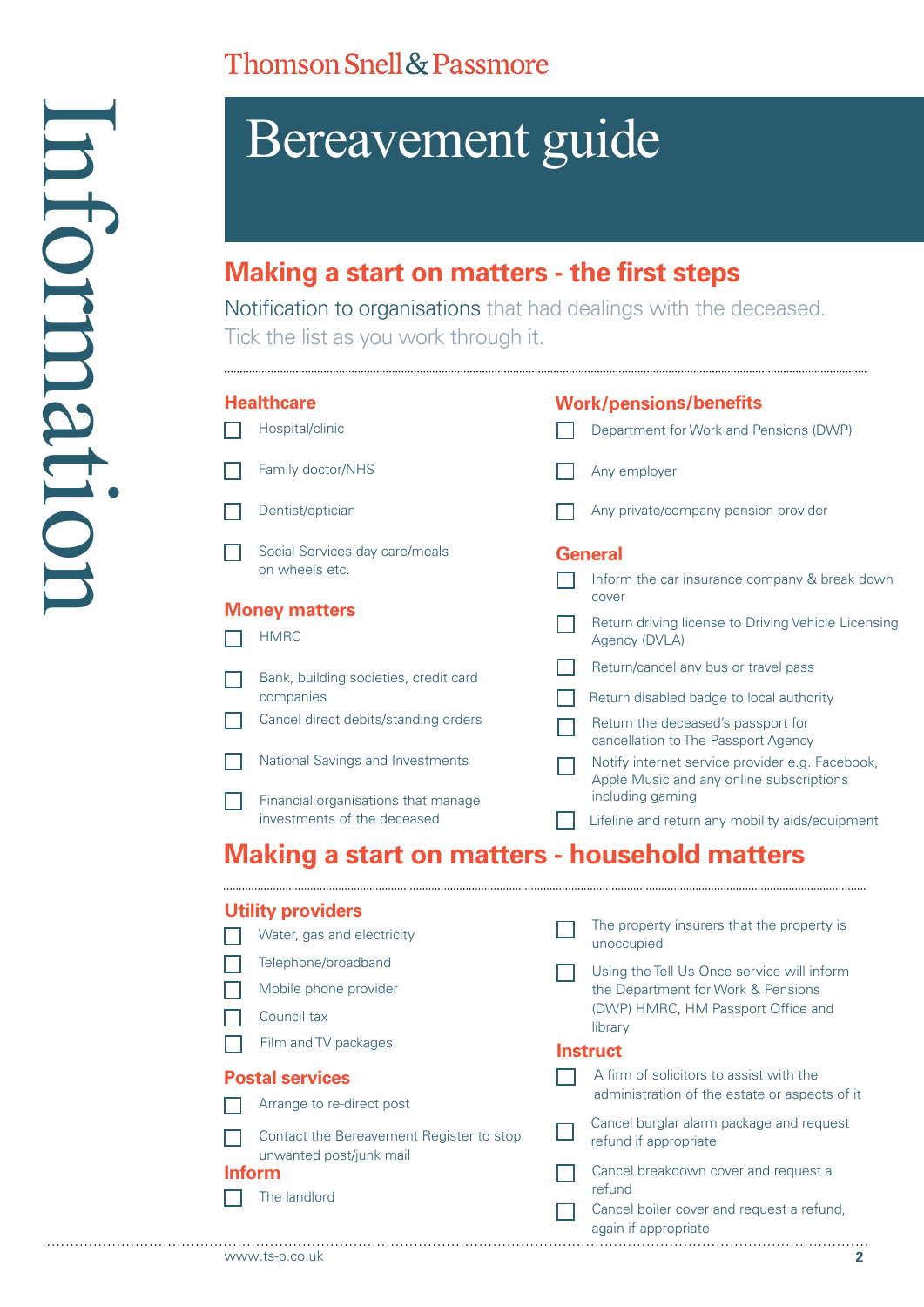# Bereavement guide

## Making a start on matters - the first steps

Notification to organisations that had dealings with the deceased. Tick the list as you work through it.

### Healthcare

- [ ] Hospital/clinic
- [ ] Family doctor/NHS
- [ ] Dentist/optician
- [ ] Social Services day care/meals on wheels etc.

### Money matters

- [ ] HMRC
- [ ] Bank, building societies, credit card companies
- [ ] Cancel direct debits/standing orders
- [ ] National Savings and Investments
- [ ] Financial organisations that manage investments of the deceased

### Work/pensions/benefits

- [ ] Department for Work and Pensions (DWP)
- [ ] Any employer
- [ ] Any private/company pension provider

### General

- [ ] Inform the car insurance company & break down cover
- [ ] Return driving license to Driving Vehicle Licensing Agency (DVLA)
- [ ] Return/cancel any bus or travel pass
- [ ] Return disabled badge to local authority
- [ ] Return the deceased's passport for cancellation to The Passport Agency
- [ ] Notify internet service provider e.g. Facebook, Apple Music and any online subscriptions including gaming
- [ ] Lifeline and return any mobility aids/equipment

## Making a start on matters - household matters

### Utility providers

- [ ] Water, gas and electricity
- [ ] Telephone/broadband
- [ ] Mobile phone provider
- [ ] Council tax
- [ ] Film and TV packages

### Postal services

- [ ] Arrange to re-direct post
- [ ] Contact the Bereavement Register to stop unwanted post/junk mail

### Inform

- [ ] The landlord
- [ ] The property insurers that the property is unoccupied
- [ ] Using the Tell Us Once service will inform the Department for Work & Pensions (DWP) HMRC, HM Passport Office and library

### Instruct

- [ ] A firm of solicitors to assist with the administration of the estate or aspects of it
- [ ] Cancel burglar alarm package and request refund if appropriate
- [ ] Cancel breakdown cover and request a refund
- [ ] Cancel boiler cover and request a refund, again if appropriate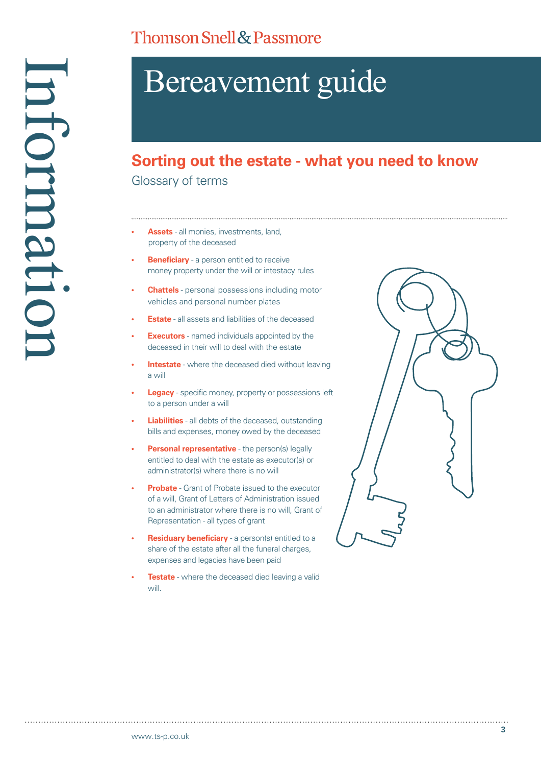# Bereavement guide

## Sorting out the estate - what you need to know

Glossary of terms

- **Assets** - all monies, investments, land, property of the deceased
- **Beneficiary** - a person entitled to receive money property under the will or intestacy rules
- **Chattels** - personal possessions including motor vehicles and personal number plates
- **Estate** - all assets and liabilities of the deceased
- **Executors** - named individuals appointed by the deceased in their will to deal with the estate
- **Intestate** - where the deceased died without leaving a will
- **Legacy** - specific money, property or possessions left to a person under a will
- **Liabilities** - all debts of the deceased, outstanding bills and expenses, money owed by the deceased
- **Personal representative** - the person(s) legally entitled to deal with the estate as executor(s) or administrator(s) where there is no will
- **Probate** - Grant of Probate issued to the executor of a will, Grant of Letters of Administration issued to an administrator where there is no will, Grant of Representation - all types of grant
- **Residuary beneficiary** - a person(s) entitled to a share of the estate after all the funeral charges, expenses and legacies have been paid
- **Testate** - where the deceased died leaving a valid will.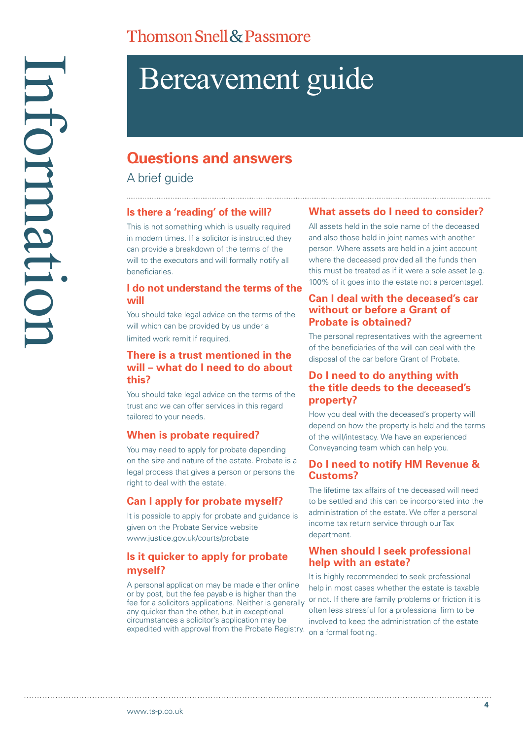# Bereavement guide

## Questions and answers

A brief guide

### Is there a 'reading' of the will?

This is not something which is usually required in modern times. If a solicitor is instructed they can provide a breakdown of the terms of the will to the executors and will formally notify all beneficiaries.

### I do not understand the terms of the will

You should take legal advice on the terms of the will which can be provided by us under a limited work remit if required.

### There is a trust mentioned in the will – what do I need to do about this?

You should take legal advice on the terms of the trust and we can offer services in this regard tailored to your needs.

### When is probate required?

You may need to apply for probate depending on the size and nature of the estate. Probate is a legal process that gives a person or persons the right to deal with the estate.

### Can I apply for probate myself?

It is possible to apply for probate and guidance is given on the Probate Service website www.justice.gov.uk/courts/probate

### Is it quicker to apply for probate myself?

A personal application may be made either online or by post, but the fee payable is higher than the fee for a solicitors applications. Neither is generally any quicker than the other, but in exceptional circumstances a solicitor's application may be expedited with approval from the Probate Registry.

### What assets do I need to consider?

All assets held in the sole name of the deceased and also those held in joint names with another person. Where assets are held in a joint account where the deceased provided all the funds then this must be treated as if it were a sole asset (e.g. 100% of it goes into the estate not a percentage).

### Can I deal with the deceased's car without or before a Grant of Probate is obtained?

The personal representatives with the agreement of the beneficiaries of the will can deal with the disposal of the car before Grant of Probate.

### Do I need to do anything with the title deeds to the deceased's property?

How you deal with the deceased's property will depend on how the property is held and the terms of the will/intestacy. We have an experienced Conveyancing team which can help you.

### Do I need to notify HM Revenue & Customs?

The lifetime tax affairs of the deceased will need to be settled and this can be incorporated into the administration of the estate. We offer a personal income tax return service through our Tax department.

### When should I seek professional help with an estate?

It is highly recommended to seek professional help in most cases whether the estate is taxable or not. If there are family problems or friction it is often less stressful for a professional firm to be involved to keep the administration of the estate on a formal footing.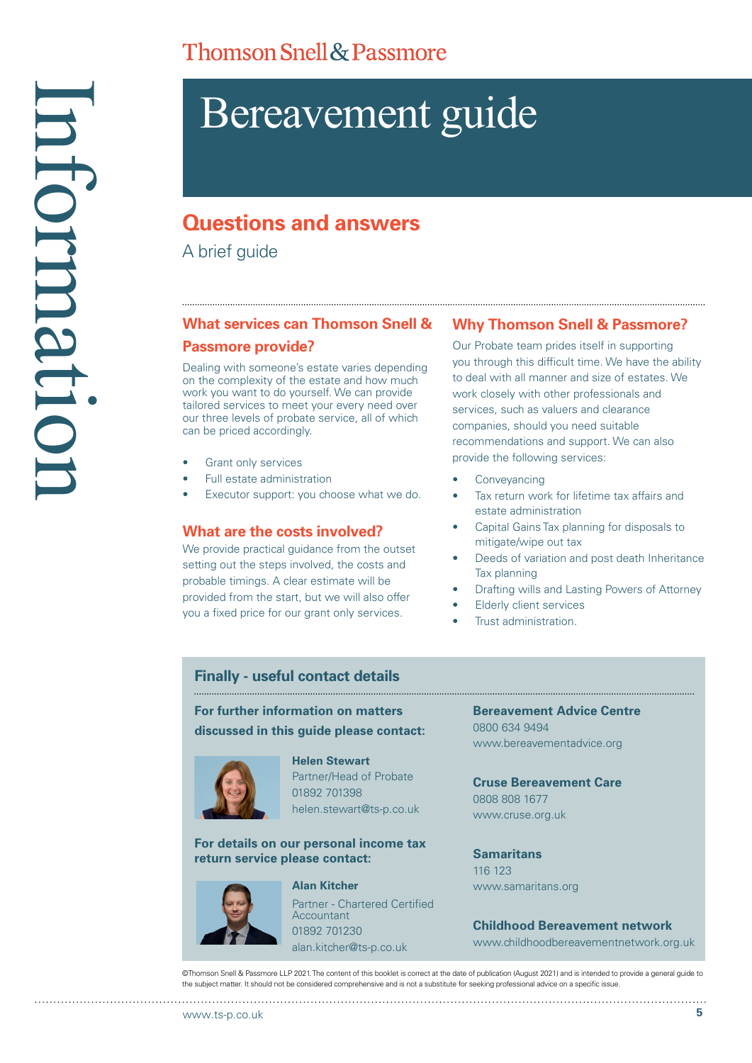Thomson Snell & Passmore

# Bereavement guide

## Questions and answers

A brief guide

### What services can Thomson Snell & Passmore provide?

Dealing with someone's estate varies depending on the complexity of the estate and how much work you want to do yourself. We can provide tailored services to meet your every need over our three levels of probate service, all of which can be priced accordingly.

- Grant only services
- Full estate administration
- Executor support: you choose what we do.

### What are the costs involved?

We provide practical guidance from the outset setting out the steps involved, the costs and probable timings. A clear estimate will be provided from the start, but we will also offer you a fixed price for our grant only services.

### Why Thomson Snell & Passmore?

Our Probate team prides itself in supporting you through this difficult time. We have the ability to deal with all manner and size of estates. We work closely with other professionals and services, such as valuers and clearance companies, should you need suitable recommendations and support. We can also provide the following services:

- Conveyancing
- Tax return work for lifetime tax affairs and estate administration
- Capital Gains Tax planning for disposals to mitigate/wipe out tax
- Deeds of variation and post death Inheritance Tax planning
- Drafting wills and Lasting Powers of Attorney
- Elderly client services
- Trust administration.

### Finally - useful contact details

**For further information on matters discussed in this guide please contact:**

**Helen Stewart**
Partner/Head of Probate
01892 701398
helen.stewart@ts-p.co.uk

**For details on our personal income tax return service please contact:**

**Alan Kitcher**
Partner - Chartered Certified Accountant
01892 701230
alan.kitcher@ts-p.co.uk

**Bereavement Advice Centre**
0800 634 9494
www.bereavementadvice.org

**Cruse Bereavement Care**
0808 808 1677
www.cruse.org.uk

**Samaritans**
116 123
www.samaritans.org

**Childhood Bereavement network**
www.childhoodbereavementnetwork.org.uk

©Thomson Snell & Passmore LLP 2021. The content of this booklet is correct at the date of publication (August 2021) and is intended to provide a general guide to the subject matter. It should not be considered comprehensive and is not a substitute for seeking professional advice on a specific issue.

www.ts-p.co.uk